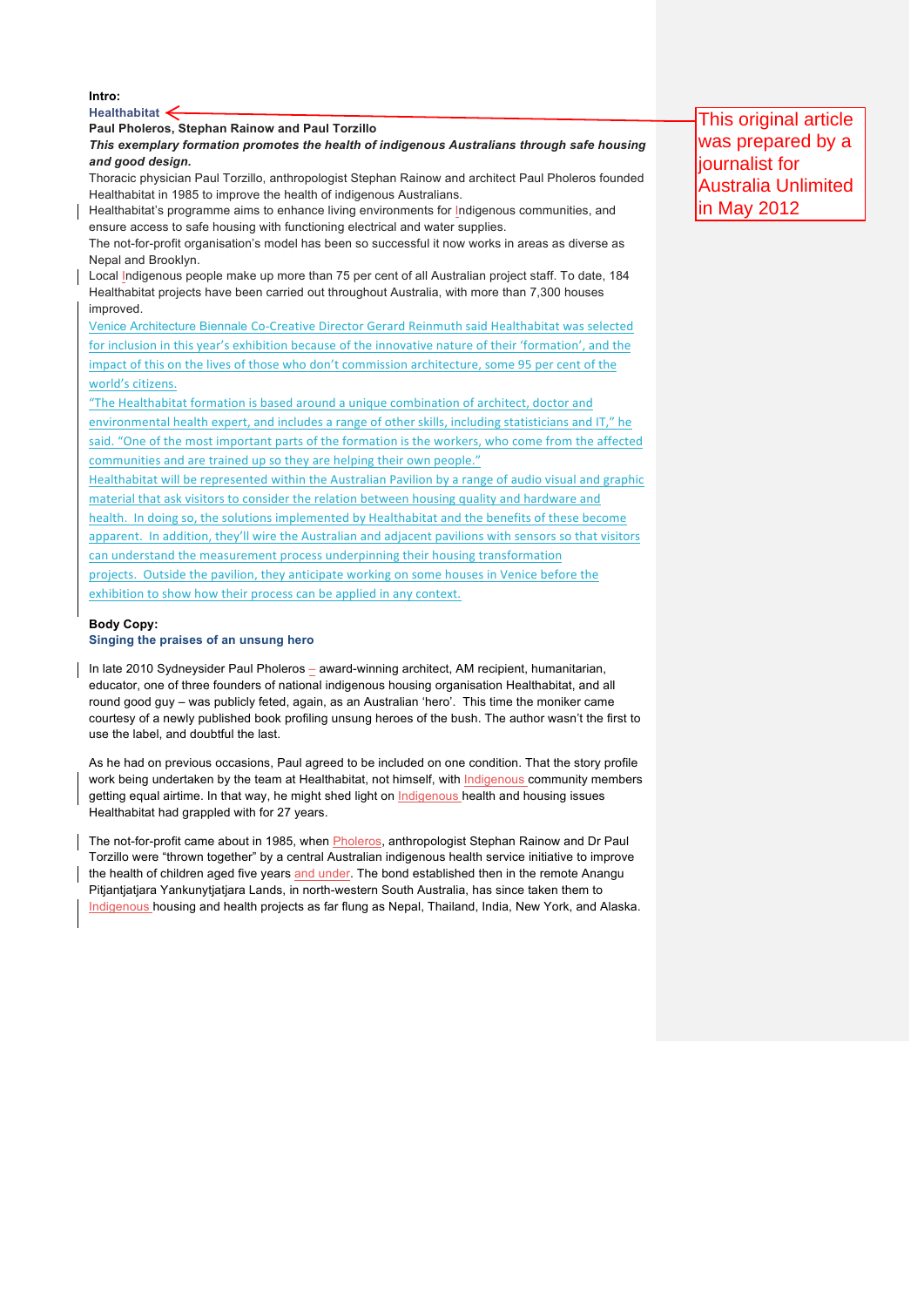**Intro:**

**Healthabitat**

This original article was prepared by a journalist for Australia Unlimited in May 2012

**Paul Pholeros, Stephan Rainow and Paul Torzillo**

***This exemplary formation promotes the health of indigenous Australians through safe housing and good design.***

Thoracic physician Paul Torzillo, anthropologist Stephan Rainow and architect Paul Pholeros founded Healthabitat in 1985 to improve the health of indigenous Australians.

Healthabitat's programme aims to enhance living environments for Indigenous communities, and ensure access to safe housing with functioning electrical and water supplies.

The not-for-profit organisation's model has been so successful it now works in areas as diverse as Nepal and Brooklyn.

Local Indigenous people make up more than 75 per cent of all Australian project staff. To date, 184 Healthabitat projects have been carried out throughout Australia, with more than 7,300 houses improved.

Venice Architecture Biennale Co-Creative Director Gerard Reinmuth said Healthabitat was selected for inclusion in this year's exhibition because of the innovative nature of their 'formation', and the impact of this on the lives of those who don't commission architecture, some 95 per cent of the world's citizens.

"The Healthabitat formation is based around a unique combination of architect, doctor and environmental health expert, and includes a range of other skills, including statisticians and IT," he said. "One of the most important parts of the formation is the workers, who come from the affected communities and are trained up so they are helping their own people."

Healthabitat will be represented within the Australian Pavilion by a range of audio visual and graphic material that ask visitors to consider the relation between housing quality and hardware and health. In doing so, the solutions implemented by Healthabitat and the benefits of these become apparent. In addition, they'll wire the Australian and adjacent pavilions with sensors so that visitors can understand the measurement process underpinning their housing transformation projects. Outside the pavilion, they anticipate working on some houses in Venice before the exhibition to show how their process can be applied in any context.

**Body Copy:**

**Singing the praises of an unsung hero**

In late 2010 Sydneysider Paul Pholeros – award-winning architect, AM recipient, humanitarian, educator, one of three founders of national indigenous housing organisation Healthabitat, and all round good guy – was publicly feted, again, as an Australian 'hero'. This time the moniker came courtesy of a newly published book profiling unsung heroes of the bush. The author wasn't the first to use the label, and doubtful the last.

As he had on previous occasions, Paul agreed to be included on one condition. That the story profile work being undertaken by the team at Healthabitat, not himself, with Indigenous community members getting equal airtime. In that way, he might shed light on Indigenous health and housing issues Healthabitat had grappled with for 27 years.

The not-for-profit came about in 1985, when Pholeros, anthropologist Stephan Rainow and Dr Paul Torzillo were "thrown together" by a central Australian indigenous health service initiative to improve the health of children aged five years and under. The bond established then in the remote Anangu Pitjantjatjara Yankunytjatjara Lands, in north-western South Australia, has since taken them to Indigenous housing and health projects as far flung as Nepal, Thailand, India, New York, and Alaska.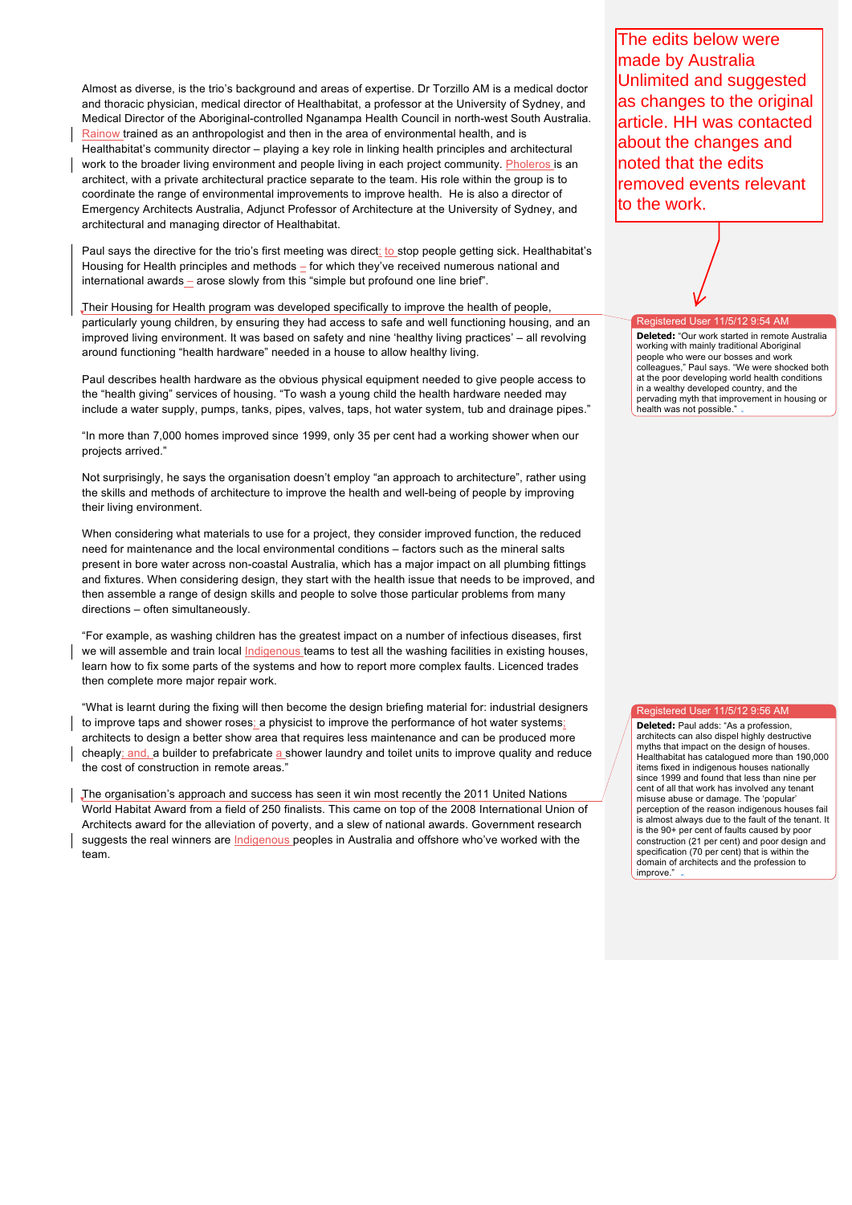Almost as diverse, is the trio's background and areas of expertise. Dr Torzillo AM is a medical doctor and thoracic physician, medical director of Healthabitat, a professor at the University of Sydney, and Medical Director of the Aboriginal-controlled Nganampa Health Council in north-west South Australia. Rainow trained as an anthropologist and then in the area of environmental health, and is Healthabitat's community director – playing a key role in linking health principles and architectural work to the broader living environment and people living in each project community. Pholeros is an architect, with a private architectural practice separate to the team. His role within the group is to coordinate the range of environmental improvements to improve health. He is also a director of Emergency Architects Australia, Adjunct Professor of Architecture at the University of Sydney, and architectural and managing director of Healthabitat.

Paul says the directive for the trio's first meeting was direct: to stop people getting sick. Healthabitat's Housing for Health principles and methods – for which they've received numerous national and international awards – arose slowly from this "simple but profound one line brief".

Their Housing for Health program was developed specifically to improve the health of people, particularly young children, by ensuring they had access to safe and well functioning housing, and an improved living environment. It was based on safety and nine 'healthy living practices' – all revolving around functioning "health hardware" needed in a house to allow healthy living.

Paul describes health hardware as the obvious physical equipment needed to give people access to the "health giving" services of housing. "To wash a young child the health hardware needed may include a water supply, pumps, tanks, pipes, valves, taps, hot water system, tub and drainage pipes."

"In more than 7,000 homes improved since 1999, only 35 per cent had a working shower when our projects arrived."

Not surprisingly, he says the organisation doesn't employ "an approach to architecture", rather using the skills and methods of architecture to improve the health and well-being of people by improving their living environment.

When considering what materials to use for a project, they consider improved function, the reduced need for maintenance and the local environmental conditions – factors such as the mineral salts present in bore water across non-coastal Australia, which has a major impact on all plumbing fittings and fixtures. When considering design, they start with the health issue that needs to be improved, and then assemble a range of design skills and people to solve those particular problems from many directions – often simultaneously.

"For example, as washing children has the greatest impact on a number of infectious diseases, first we will assemble and train local Indigenous teams to test all the washing facilities in existing houses, learn how to fix some parts of the systems and how to report more complex faults. Licenced trades then complete more major repair work.

"What is learnt during the fixing will then become the design briefing material for: industrial designers to improve taps and shower roses; a physicist to improve the performance of hot water systems; architects to design a better show area that requires less maintenance and can be produced more cheaply; and, a builder to prefabricate a shower laundry and toilet units to improve quality and reduce the cost of construction in remote areas."

The organisation's approach and success has seen it win most recently the 2011 United Nations World Habitat Award from a field of 250 finalists. This came on top of the 2008 International Union of Architects award for the alleviation of poverty, and a slew of national awards. Government research suggests the real winners are Indigenous peoples in Australia and offshore who've worked with the team.

The edits below were made by Australia Unlimited and suggested as changes to the original article. HH was contacted about the changes and noted that the edits removed events relevant to the work.

Registered User 11/5/12 9:54 AM

**Deleted:** "Our work started in remote Australia working with mainly traditional Aboriginal people who were our bosses and work colleagues," Paul says. "We were shocked both at the poor developing world health conditions in a wealthy developed country, and the pervading myth that improvement in housing or health was not possible."

Registered User 11/5/12 9:56 AM

**Deleted:** Paul adds: "As a profession, architects can also dispel highly destructive myths that impact on the design of houses. Healthabitat has catalogued more than 190,000 items fixed in indigenous houses nationally since 1999 and found that less than nine per cent of all that work has involved any tenant misuse abuse or damage. The 'popular' perception of the reason indigenous houses fail is almost always due to the fault of the tenant. It is the 90+ per cent of faults caused by poor construction (21 per cent) and poor design and specification (70 per cent) that is within the domain of architects and the profession to improve."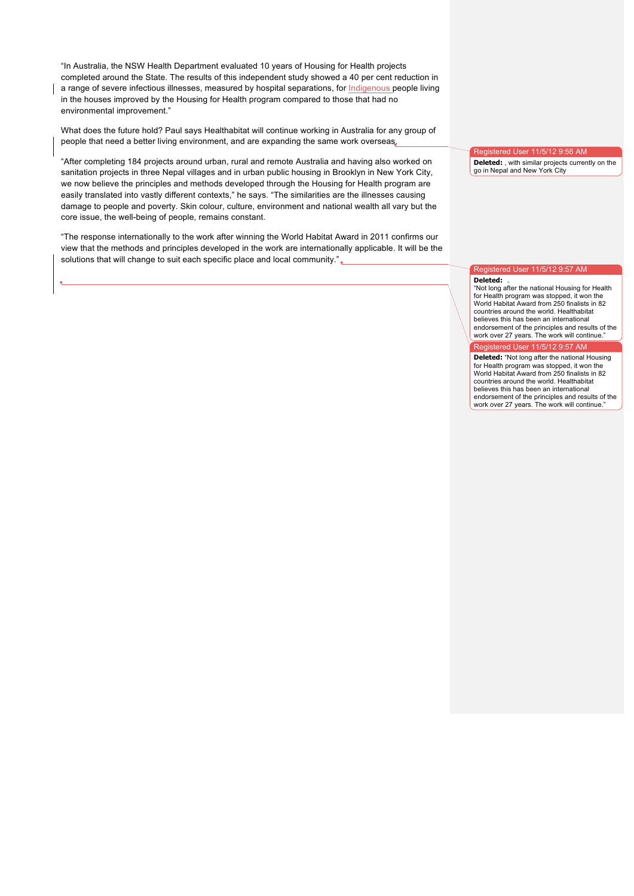"In Australia, the NSW Health Department evaluated 10 years of Housing for Health projects completed around the State. The results of this independent study showed a 40 per cent reduction in a range of severe infectious illnesses, measured by hospital separations, for Indigenous people living in the houses improved by the Housing for Health program compared to those that had no environmental improvement."

What does the future hold? Paul says Healthabitat will continue working in Australia for any group of people that need a better living environment, and are expanding the same work overseas.

"After completing 184 projects around urban, rural and remote Australia and having also worked on sanitation projects in three Nepal villages and in urban public housing in Brooklyn in New York City, we now believe the principles and methods developed through the Housing for Health program are easily translated into vastly different contexts," he says. "The similarities are the illnesses causing damage to people and poverty. Skin colour, culture, environment and national wealth all vary but the core issue, the well-being of people, remains constant.

"The response internationally to the work after winning the World Habitat Award in 2011 confirms our view that the methods and principles developed in the work are internationally applicable. It will be the solutions that will change to suit each specific place and local community."